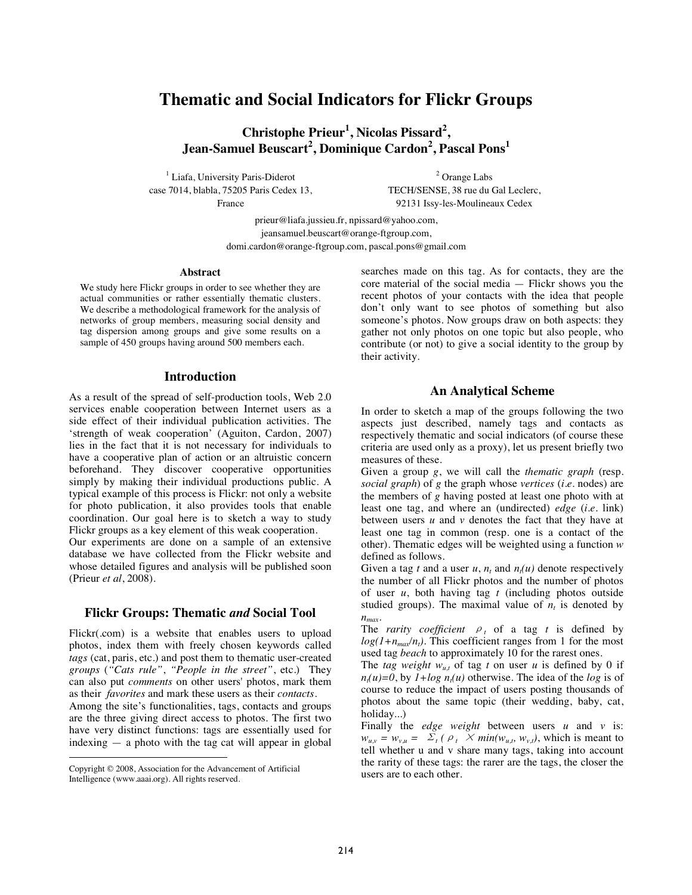# Thematic and Social Indicators for Flickr Groups

**Christophe Prieur[1], Nicolas Pissard[2], Jean-Samuel Beuscart[2], Dominique Cardon[2], Pascal Pons[1]**

[1] Liafa, University Paris-Diderot
case 7014, blabla, 75205 Paris Cedex 13,
France

[2] Orange Labs
TECH/SENSE, 38 rue du Gal Leclerc,
92131 Issy-les-Moulineaux Cedex

prieur@liafa.jussieu.fr, npissard@yahoo.com,
jeansamuel.beuscart@orange-ftgroup.com,
domi.cardon@orange-ftgroup.com, pascal.pons@gmail.com

### Abstract

We study here Flickr groups in order to see whether they are actual communities or rather essentially thematic clusters. We describe a methodological framework for the analysis of networks of group members, measuring social density and tag dispersion among groups and give some results on a sample of 450 groups having around 500 members each.

## Introduction

As a result of the spread of self-production tools, Web 2.0 services enable cooperation between Internet users as a side effect of their individual publication activities. The 'strength of weak cooperation' (Aguiton, Cardon, 2007) lies in the fact that it is not necessary for individuals to have a cooperative plan of action or an altruistic concern beforehand. They discover cooperative opportunities simply by making their individual productions public. A typical example of this process is Flickr: not only a website for photo publication, it also provides tools that enable coordination. Our goal here is to sketch a way to study Flickr groups as a key element of this weak cooperation.

Our experiments are done on a sample of an extensive database we have collected from the Flickr website and whose detailed figures and analysis will be published soon (Prieur *et al*, 2008).

## Flickr Groups: Thematic *and* Social Tool

Flickr(.com) is a website that enables users to upload photos, index them with freely chosen keywords called *tags* (cat, paris, etc.) and post them to thematic user-created *groups* (*"Cats rule"*, *"People in the street"*, etc.) They can also put *comments* on other users' photos, mark them as their *favorites* and mark these users as their *contacts*.

Among the site's functionalities, tags, contacts and groups are the three giving direct access to photos. The first two have very distinct functions: tags are essentially used for indexing — a photo with the tag cat will appear in global searches made on this tag. As for contacts, they are the core material of the social media — Flickr shows you the recent photos of your contacts with the idea that people don't only want to see photos of something but also someone's photos. Now groups draw on both aspects: they gather not only photos on one topic but also people, who contribute (or not) to give a social identity to the group by their activity.

## An Analytical Scheme

In order to sketch a map of the groups following the two aspects just described, namely tags and contacts as respectively thematic and social indicators (of course these criteria are used only as a proxy), let us present briefly two measures of these.

Given a group $g$, we will call the *thematic graph* (resp. *social graph*) of $g$ the graph whose *vertices* (*i.e.* nodes) are the members of $g$ having posted at least one photo with at least one tag, and where an (undirected) *edge* (*i.e.* link) between users $u$ and $v$ denotes the fact that they have at least one tag in common (resp. one is a contact of the other). Thematic edges will be weighted using a function $w$ defined as follows.

Given a tag $t$ and a user $u$, $n_t$ and $n_t(u)$ denote respectively the number of all Flickr photos and the number of photos of user $u$, both having tag $t$ (including photos outside studied groups). The maximal value of $n_t$ is denoted by $n_{max}$.

The *rarity coefficient* $\rho_t$ of a tag $t$ is defined by $\log(1+n_{max}/n_t)$. This coefficient ranges from 1 for the most used tag *beach* to approximately 10 for the rarest ones.

The *tag weight* $w_{u,t}$ of tag $t$ on user $u$ is defined by 0 if $n_t(u)=0$, by $1+\log n_t(u)$ otherwise. The idea of the *log* is of course to reduce the impact of users posting thousands of photos about the same topic (their wedding, baby, cat, holiday...)

Finally the *edge weight* between users $u$ and $v$ is: $w_{u,v} = w_{v,u} = \Sigma_t (\rho_t \times \min(w_{u,t}, w_{v,t}))$, which is meant to tell whether u and v share many tags, taking into account the rarity of these tags: the rarer are the tags, the closer the users are to each other.

Copyright © 2008, Association for the Advancement of Artificial Intelligence (www.aaai.org). All rights reserved.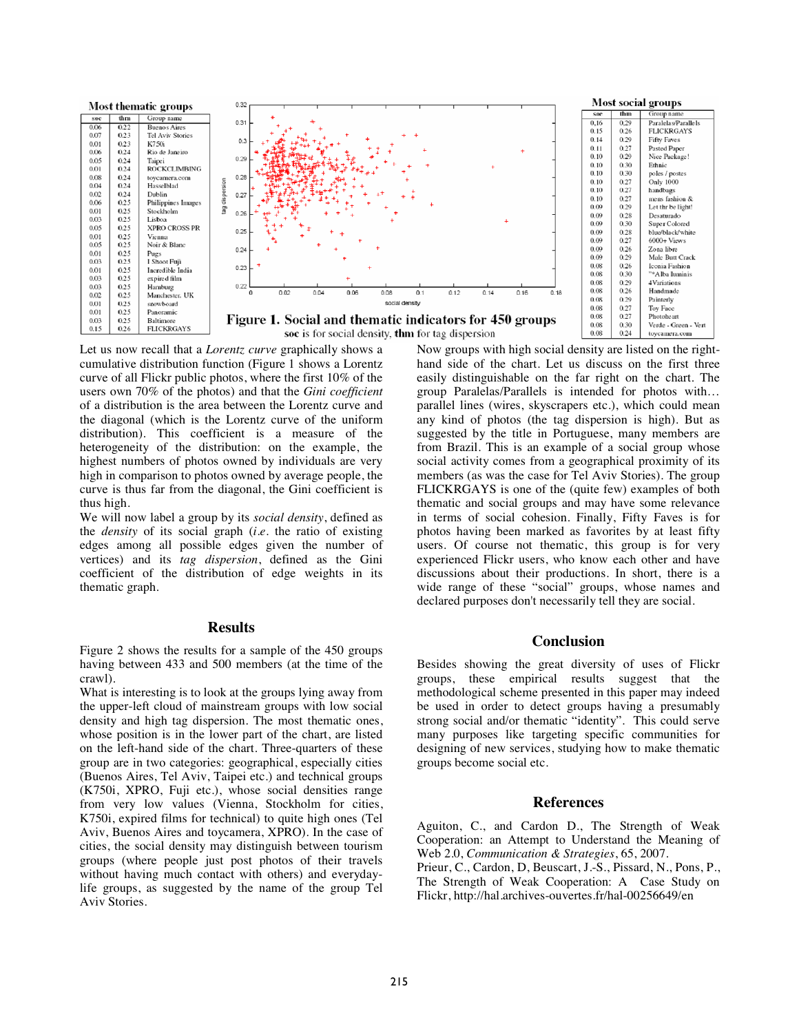**Most thematic groups**

| soc | thm | Group name |
|---|---|---|
| 0.06 | 0.22 | Buenos Aires |
| 0.07 | 0.23 | Tel Aviv Stories |
| 0.01 | 0.23 | K750i |
| 0.06 | 0.24 | Rio de Janeiro |
| 0.05 | 0.24 | Taipei |
| 0.01 | 0.24 | ROCKCLIMBING |
| 0.08 | 0.24 | toycamera.com |
| 0.04 | 0.24 | Hasselblad |
| 0.02 | 0.24 | Dublin |
| 0.06 | 0.25 | Philippines Images |
| 0.01 | 0.25 | Stockholm |
| 0.03 | 0.25 | Lisboa |
| 0.05 | 0.25 | XPRO CROSS PR |
| 0.01 | 0.25 | Vienna |
| 0.05 | 0.25 | Noir & Blanc |
| 0.01 | 0.25 | Pugs |
| 0.03 | 0.25 | I Shoot Fuji |
| 0.01 | 0.25 | Incredible India |
| 0.03 | 0.25 | expired film |
| 0.03 | 0.25 | Hamburg |
| 0.02 | 0.25 | Manchester, UK |
| 0.01 | 0.25 | snowboard |
| 0.01 | 0.25 | Panoramic |
| 0.03 | 0.25 | Baltimore |
| 0.15 | 0.26 | FLICKRGAYS |

tag dispersion

social density

0.32
0.31
0.3
0.29
0.28
0.27
0.26
0.25
0.24
0.23
0.22

0
0.02
0.04
0.06
0.08
0.1
0.12
0.14
0.16
0.18

**Figure 1. Social and thematic indicators for 450 groups**
**soc** is for social density, **thm** for tag dispersion

**Most social groups**

| soc | thm | Group name |
|---|---|---|
| 0.16 | 0.29 | Paralelas/Parallels |
| 0.15 | 0.26 | FLICKRGAYS |
| 0.14 | 0.29 | Fifty Faves |
| 0.11 | 0.27 | Pasted Paper |
| 0.10 | 0.29 | Nice Package! |
| 0.10 | 0.30 | Ethnic |
| 0.10 | 0.30 | poles / postes |
| 0.10 | 0.27 | Only 1000 |
| 0.10 | 0.27 | handbags |
| 0.10 | 0.27 | mens fashion & |
| 0.09 | 0.29 | Let thr be light! |
| 0.09 | 0.28 | Desaturado |
| 0.09 | 0.30 | Super Colored |
| 0.09 | 0.28 | blue/black/white |
| 0.09 | 0.27 | 6000+ Views |
| 0.09 | 0.26 | Zona libre |
| 0.09 | 0.29 | Male Butt Crack |
| 0.08 | 0.26 | Iconia Fashion |
| 0.08 | 0.30 | "*Alba luminis |
| 0.08 | 0.29 | 4Variations |
| 0.08 | 0.26 | Handmade |
| 0.08 | 0.29 | Painterly |
| 0.08 | 0.27 | Toy Face |
| 0.08 | 0.27 | Photoheart |
| 0.08 | 0.30 | Verde - Green - Vert |
| 0.08 | 0.24 | toycamera.com |

Let us now recall that a *Lorentz curve* graphically shows a cumulative distribution function (Figure 1 shows a Lorentz curve of all Flickr public photos, where the first 10% of the users own 70% of the photos) and that the *Gini coefficient* of a distribution is the area between the Lorentz curve and the diagonal (which is the Lorentz curve of the uniform distribution). This coefficient is a measure of the heterogeneity of the distribution: on the example, the highest numbers of photos owned by individuals are very high in comparison to photos owned by average people, the curve is thus far from the diagonal, the Gini coefficient is thus high.

We will now label a group by its *social density*, defined as the *density* of its social graph (*i.e.* the ratio of existing edges among all possible edges given the number of vertices) and its *tag dispersion*, defined as the Gini coefficient of the distribution of edge weights in its thematic graph.

## Results

Figure 2 shows the results for a sample of the 450 groups having between 433 and 500 members (at the time of the crawl).

What is interesting is to look at the groups lying away from the upper-left cloud of mainstream groups with low social density and high tag dispersion. The most thematic ones, whose position is in the lower part of the chart, are listed on the left-hand side of the chart. Three-quarters of these group are in two categories: geographical, especially cities (Buenos Aires, Tel Aviv, Taipei etc.) and technical groups (K750i, XPRO, Fuji etc.), whose social densities range from very low values (Vienna, Stockholm for cities, K750i, expired films for technical) to quite high ones (Tel Aviv, Buenos Aires and toycamera, XPRO). In the case of cities, the social density may distinguish between tourism groups (where people just post photos of their travels without having much contact with others) and everyday-life groups, as suggested by the name of the group Tel Aviv Stories.

Now groups with high social density are listed on the right-hand side of the chart. Let us discuss on the first three easily distinguishable on the far right on the chart. The group Paralelas/Parallels is intended for photos with… parallel lines (wires, skyscrapers etc.), which could mean any kind of photos (the tag dispersion is high). But as suggested by the title in Portuguese, many members are from Brazil. This is an example of a social group whose social activity comes from a geographical proximity of its members (as was the case for Tel Aviv Stories). The group FLICKRGAYS is one of the (quite few) examples of both thematic and social groups and may have some relevance in terms of social cohesion. Finally, Fifty Faves is for photos having been marked as favorites by at least fifty users. Of course not thematic, this group is for very experienced Flickr users, who know each other and have discussions about their productions. In short, there is a wide range of these "social" groups, whose names and declared purposes don't necessarily tell they are social.

## Conclusion

Besides showing the great diversity of uses of Flickr groups, these empirical results suggest that the methodological scheme presented in this paper may indeed be used in order to detect groups having a presumably strong social and/or thematic "identity". This could serve many purposes like targeting specific communities for designing of new services, studying how to make thematic groups become social etc.

## References

Aguiton, C., and Cardon D., The Strength of Weak Cooperation: an Attempt to Understand the Meaning of Web 2.0, *Communication & Strategies*, 65, 2007.

Prieur, C., Cardon, D, Beuscart, J.-S., Pissard, N., Pons, P., The Strength of Weak Cooperation: A Case Study on Flickr, http://hal.archives-ouvertes.fr/hal-00256649/en